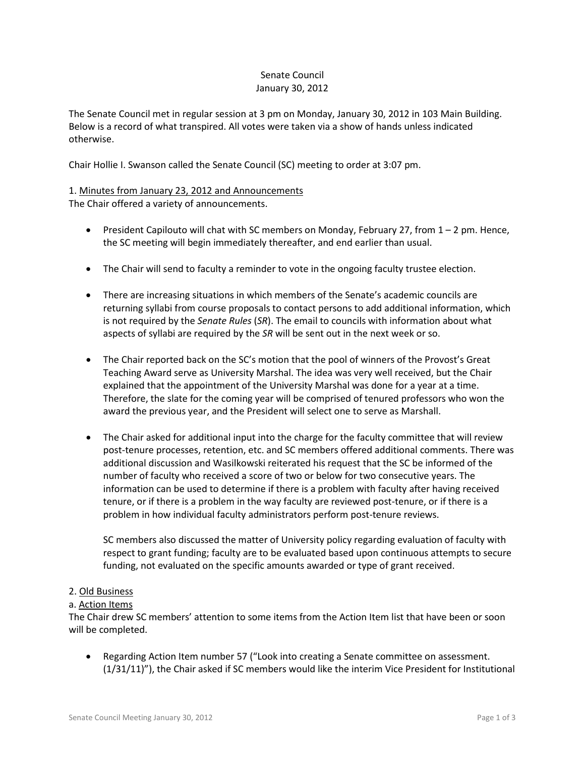Senate Council
January 30, 2012

The Senate Council met in regular session at 3 pm on Monday, January 30, 2012 in 103 Main Building. Below is a record of what transpired. All votes were taken via a show of hands unless indicated otherwise.

Chair Hollie I. Swanson called the Senate Council (SC) meeting to order at 3:07 pm.

1. Minutes from January 23, 2012 and Announcements

The Chair offered a variety of announcements.

- President Capilouto will chat with SC members on Monday, February 27, from 1 – 2 pm. Hence, the SC meeting will begin immediately thereafter, and end earlier than usual.

- The Chair will send to faculty a reminder to vote in the ongoing faculty trustee election.

- There are increasing situations in which members of the Senate's academic councils are returning syllabi from course proposals to contact persons to add additional information, which is not required by the *Senate Rules* (*SR*). The email to councils with information about what aspects of syllabi are required by the *SR* will be sent out in the next week or so.

- The Chair reported back on the SC's motion that the pool of winners of the Provost's Great Teaching Award serve as University Marshal. The idea was very well received, but the Chair explained that the appointment of the University Marshal was done for a year at a time. Therefore, the slate for the coming year will be comprised of tenured professors who won the award the previous year, and the President will select one to serve as Marshall.

- The Chair asked for additional input into the charge for the faculty committee that will review post-tenure processes, retention, etc. and SC members offered additional comments. There was additional discussion and Wasilkowski reiterated his request that the SC be informed of the number of faculty who received a score of two or below for two consecutive years. The information can be used to determine if there is a problem with faculty after having received tenure, or if there is a problem in the way faculty are reviewed post-tenure, or if there is a problem in how individual faculty administrators perform post-tenure reviews.

  SC members also discussed the matter of University policy regarding evaluation of faculty with respect to grant funding; faculty are to be evaluated based upon continuous attempts to secure funding, not evaluated on the specific amounts awarded or type of grant received.

2. Old Business

a. Action Items

The Chair drew SC members' attention to some items from the Action Item list that have been or soon will be completed.

- Regarding Action Item number 57 ("Look into creating a Senate committee on assessment. (1/31/11)"), the Chair asked if SC members would like the interim Vice President for Institutional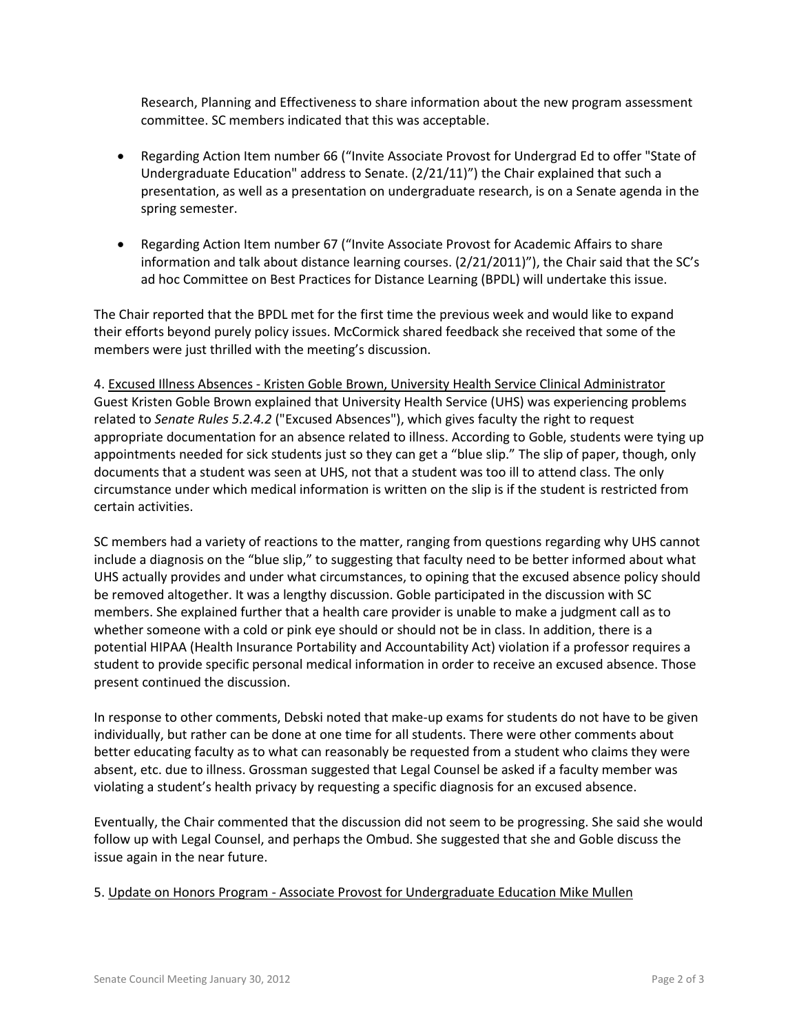Research, Planning and Effectiveness to share information about the new program assessment committee. SC members indicated that this was acceptable.

- Regarding Action Item number 66 ("Invite Associate Provost for Undergrad Ed to offer "State of Undergraduate Education" address to Senate. (2/21/11)") the Chair explained that such a presentation, as well as a presentation on undergraduate research, is on a Senate agenda in the spring semester.
- Regarding Action Item number 67 ("Invite Associate Provost for Academic Affairs to share information and talk about distance learning courses. (2/21/2011)"), the Chair said that the SC's ad hoc Committee on Best Practices for Distance Learning (BPDL) will undertake this issue.

The Chair reported that the BPDL met for the first time the previous week and would like to expand their efforts beyond purely policy issues. McCormick shared feedback she received that some of the members were just thrilled with the meeting's discussion.

4. Excused Illness Absences - Kristen Goble Brown, University Health Service Clinical Administrator

Guest Kristen Goble Brown explained that University Health Service (UHS) was experiencing problems related to *Senate Rules 5.2.4.2* ("Excused Absences"), which gives faculty the right to request appropriate documentation for an absence related to illness. According to Goble, students were tying up appointments needed for sick students just so they can get a "blue slip." The slip of paper, though, only documents that a student was seen at UHS, not that a student was too ill to attend class. The only circumstance under which medical information is written on the slip is if the student is restricted from certain activities.

SC members had a variety of reactions to the matter, ranging from questions regarding why UHS cannot include a diagnosis on the "blue slip," to suggesting that faculty need to be better informed about what UHS actually provides and under what circumstances, to opining that the excused absence policy should be removed altogether. It was a lengthy discussion. Goble participated in the discussion with SC members. She explained further that a health care provider is unable to make a judgment call as to whether someone with a cold or pink eye should or should not be in class. In addition, there is a potential HIPAA (Health Insurance Portability and Accountability Act) violation if a professor requires a student to provide specific personal medical information in order to receive an excused absence. Those present continued the discussion.

In response to other comments, Debski noted that make-up exams for students do not have to be given individually, but rather can be done at one time for all students. There were other comments about better educating faculty as to what can reasonably be requested from a student who claims they were absent, etc. due to illness. Grossman suggested that Legal Counsel be asked if a faculty member was violating a student's health privacy by requesting a specific diagnosis for an excused absence.

Eventually, the Chair commented that the discussion did not seem to be progressing. She said she would follow up with Legal Counsel, and perhaps the Ombud. She suggested that she and Goble discuss the issue again in the near future.

5. Update on Honors Program - Associate Provost for Undergraduate Education Mike Mullen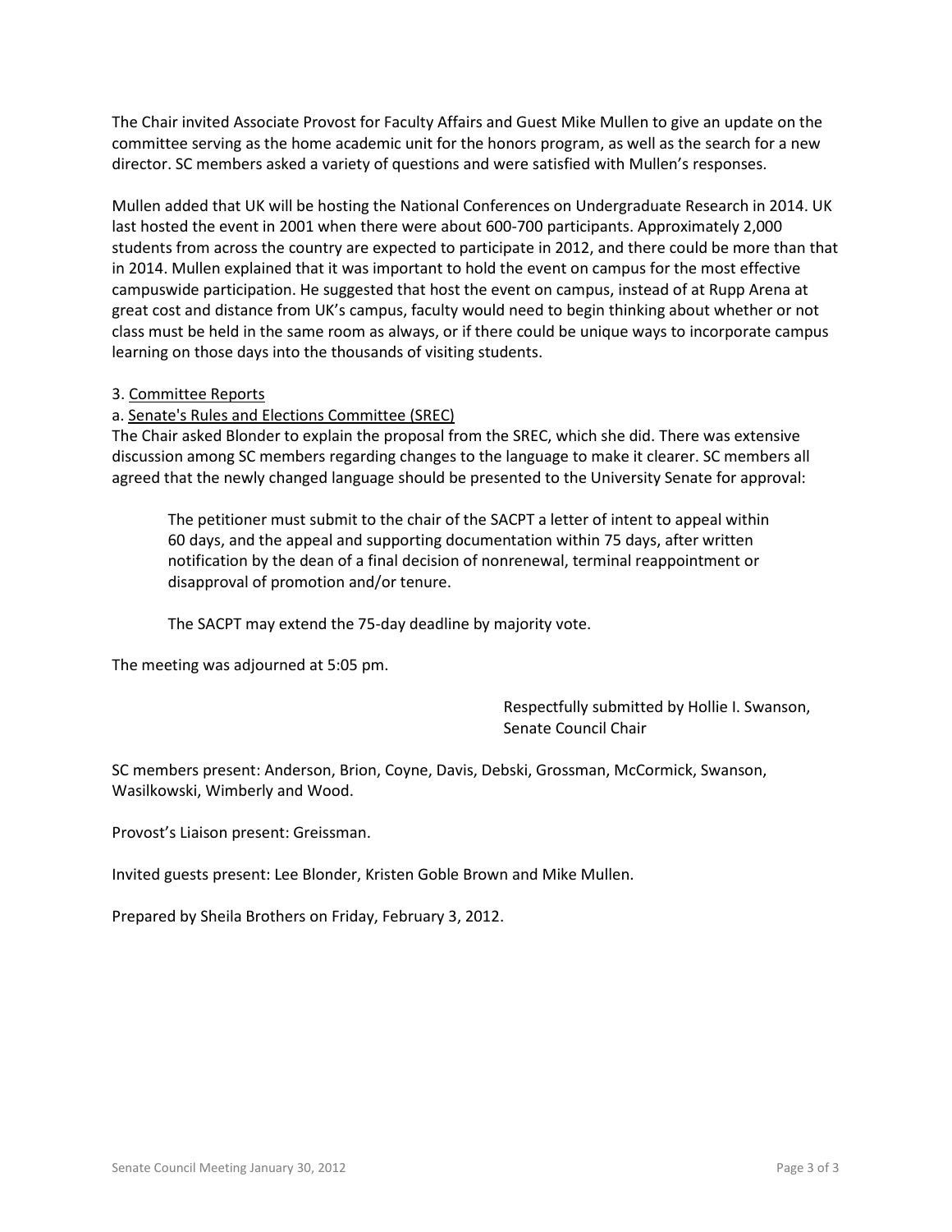The Chair invited Associate Provost for Faculty Affairs and Guest Mike Mullen to give an update on the committee serving as the home academic unit for the honors program, as well as the search for a new director. SC members asked a variety of questions and were satisfied with Mullen's responses.

Mullen added that UK will be hosting the National Conferences on Undergraduate Research in 2014. UK last hosted the event in 2001 when there were about 600-700 participants. Approximately 2,000 students from across the country are expected to participate in 2012, and there could be more than that in 2014. Mullen explained that it was important to hold the event on campus for the most effective campuswide participation. He suggested that host the event on campus, instead of at Rupp Arena at great cost and distance from UK's campus, faculty would need to begin thinking about whether or not class must be held in the same room as always, or if there could be unique ways to incorporate campus learning on those days into the thousands of visiting students.

3. <u>Committee Reports</u>

a. <u>Senate's Rules and Elections Committee (SREC)</u>

The Chair asked Blonder to explain the proposal from the SREC, which she did. There was extensive discussion among SC members regarding changes to the language to make it clearer. SC members all agreed that the newly changed language should be presented to the University Senate for approval:

> The petitioner must submit to the chair of the SACPT a letter of intent to appeal within 60 days, and the appeal and supporting documentation within 75 days, after written notification by the dean of a final decision of nonrenewal, terminal reappointment or disapproval of promotion and/or tenure.
>
> The SACPT may extend the 75-day deadline by majority vote.

The meeting was adjourned at 5:05 pm.

Respectfully submitted by Hollie I. Swanson,
Senate Council Chair

SC members present: Anderson, Brion, Coyne, Davis, Debski, Grossman, McCormick, Swanson, Wasilkowski, Wimberly and Wood.

Provost's Liaison present: Greissman.

Invited guests present: Lee Blonder, Kristen Goble Brown and Mike Mullen.

Prepared by Sheila Brothers on Friday, February 3, 2012.